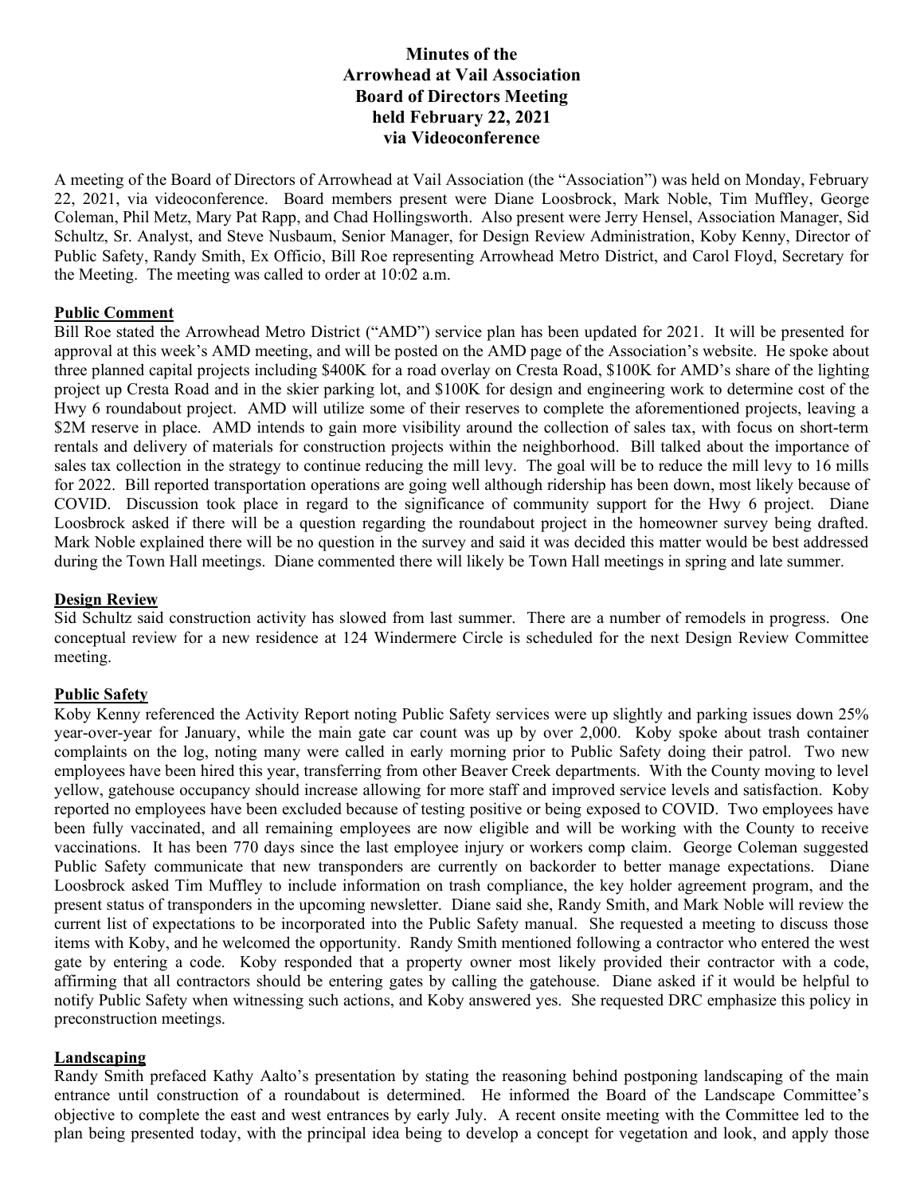# Minutes of the Arrowhead at Vail Association Board of Directors Meeting held February 22, 2021 via Videoconference

A meeting of the Board of Directors of Arrowhead at Vail Association (the "Association") was held on Monday, February 22, 2021, via videoconference. Board members present were Diane Loosbrock, Mark Noble, Tim Muffley, George Coleman, Phil Metz, Mary Pat Rapp, and Chad Hollingsworth. Also present were Jerry Hensel, Association Manager, Sid Schultz, Sr. Analyst, and Steve Nusbaum, Senior Manager, for Design Review Administration, Koby Kenny, Director of Public Safety, Randy Smith, Ex Officio, Bill Roe representing Arrowhead Metro District, and Carol Floyd, Secretary for the Meeting. The meeting was called to order at 10:02 a.m.

## Public Comment

Bill Roe stated the Arrowhead Metro District ("AMD") service plan has been updated for 2021. It will be presented for approval at this week's AMD meeting, and will be posted on the AMD page of the Association's website. He spoke about three planned capital projects including $400K for a road overlay on Cresta Road, $100K for AMD's share of the lighting project up Cresta Road and in the skier parking lot, and $100K for design and engineering work to determine cost of the Hwy 6 roundabout project. AMD will utilize some of their reserves to complete the aforementioned projects, leaving a $2M reserve in place. AMD intends to gain more visibility around the collection of sales tax, with focus on short-term rentals and delivery of materials for construction projects within the neighborhood. Bill talked about the importance of sales tax collection in the strategy to continue reducing the mill levy. The goal will be to reduce the mill levy to 16 mills for 2022. Bill reported transportation operations are going well although ridership has been down, most likely because of COVID. Discussion took place in regard to the significance of community support for the Hwy 6 project. Diane Loosbrock asked if there will be a question regarding the roundabout project in the homeowner survey being drafted. Mark Noble explained there will be no question in the survey and said it was decided this matter would be best addressed during the Town Hall meetings. Diane commented there will likely be Town Hall meetings in spring and late summer.

## Design Review

Sid Schultz said construction activity has slowed from last summer. There are a number of remodels in progress. One conceptual review for a new residence at 124 Windermere Circle is scheduled for the next Design Review Committee meeting.

## Public Safety

Koby Kenny referenced the Activity Report noting Public Safety services were up slightly and parking issues down 25% year-over-year for January, while the main gate car count was up by over 2,000. Koby spoke about trash container complaints on the log, noting many were called in early morning prior to Public Safety doing their patrol. Two new employees have been hired this year, transferring from other Beaver Creek departments. With the County moving to level yellow, gatehouse occupancy should increase allowing for more staff and improved service levels and satisfaction. Koby reported no employees have been excluded because of testing positive or being exposed to COVID. Two employees have been fully vaccinated, and all remaining employees are now eligible and will be working with the County to receive vaccinations. It has been 770 days since the last employee injury or workers comp claim. George Coleman suggested Public Safety communicate that new transponders are currently on backorder to better manage expectations. Diane Loosbrock asked Tim Muffley to include information on trash compliance, the key holder agreement program, and the present status of transponders in the upcoming newsletter. Diane said she, Randy Smith, and Mark Noble will review the current list of expectations to be incorporated into the Public Safety manual. She requested a meeting to discuss those items with Koby, and he welcomed the opportunity. Randy Smith mentioned following a contractor who entered the west gate by entering a code. Koby responded that a property owner most likely provided their contractor with a code, affirming that all contractors should be entering gates by calling the gatehouse. Diane asked if it would be helpful to notify Public Safety when witnessing such actions, and Koby answered yes. She requested DRC emphasize this policy in preconstruction meetings.

## Landscaping

Randy Smith prefaced Kathy Aalto's presentation by stating the reasoning behind postponing landscaping of the main entrance until construction of a roundabout is determined. He informed the Board of the Landscape Committee's objective to complete the east and west entrances by early July. A recent onsite meeting with the Committee led to the plan being presented today, with the principal idea being to develop a concept for vegetation and look, and apply those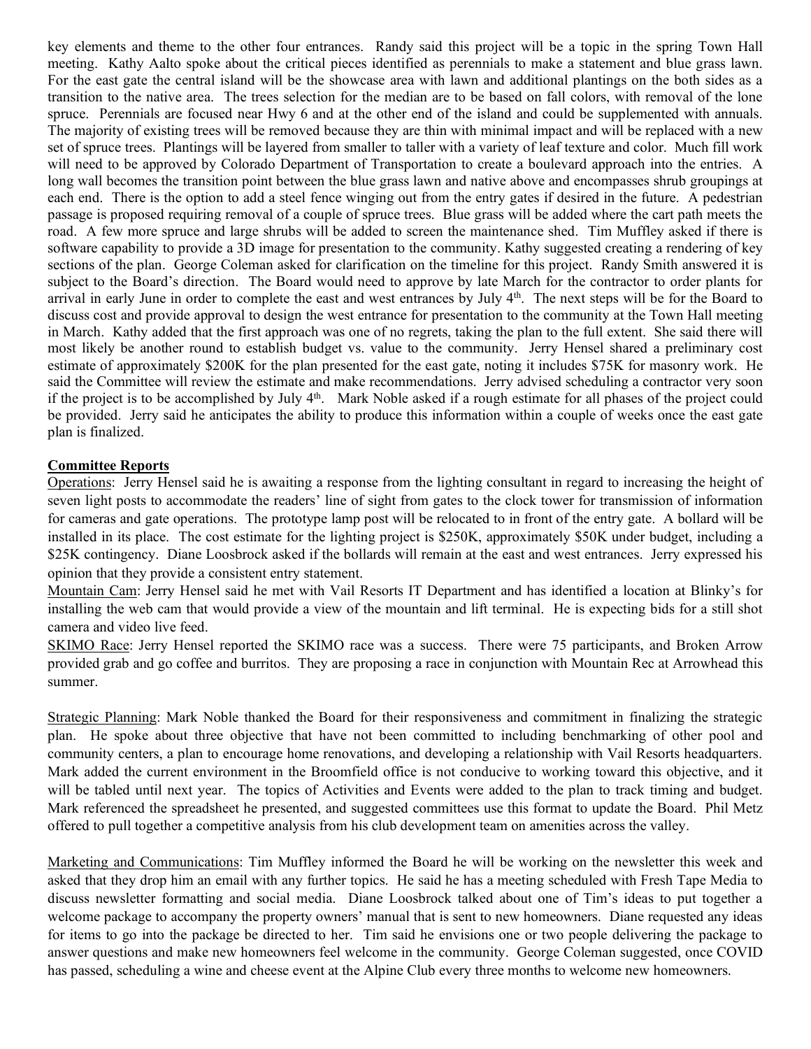key elements and theme to the other four entrances. Randy said this project will be a topic in the spring Town Hall meeting. Kathy Aalto spoke about the critical pieces identified as perennials to make a statement and blue grass lawn. For the east gate the central island will be the showcase area with lawn and additional plantings on the both sides as a transition to the native area. The trees selection for the median are to be based on fall colors, with removal of the lone spruce. Perennials are focused near Hwy 6 and at the other end of the island and could be supplemented with annuals. The majority of existing trees will be removed because they are thin with minimal impact and will be replaced with a new set of spruce trees. Plantings will be layered from smaller to taller with a variety of leaf texture and color. Much fill work will need to be approved by Colorado Department of Transportation to create a boulevard approach into the entries. A long wall becomes the transition point between the blue grass lawn and native above and encompasses shrub groupings at each end. There is the option to add a steel fence winging out from the entry gates if desired in the future. A pedestrian passage is proposed requiring removal of a couple of spruce trees. Blue grass will be added where the cart path meets the road. A few more spruce and large shrubs will be added to screen the maintenance shed. Tim Muffley asked if there is software capability to provide a 3D image for presentation to the community. Kathy suggested creating a rendering of key sections of the plan. George Coleman asked for clarification on the timeline for this project. Randy Smith answered it is subject to the Board's direction. The Board would need to approve by late March for the contractor to order plants for arrival in early June in order to complete the east and west entrances by July 4th. The next steps will be for the Board to discuss cost and provide approval to design the west entrance for presentation to the community at the Town Hall meeting in March. Kathy added that the first approach was one of no regrets, taking the plan to the full extent. She said there will most likely be another round to establish budget vs. value to the community. Jerry Hensel shared a preliminary cost estimate of approximately $200K for the plan presented for the east gate, noting it includes $75K for masonry work. He said the Committee will review the estimate and make recommendations. Jerry advised scheduling a contractor very soon if the project is to be accomplished by July 4th. Mark Noble asked if a rough estimate for all phases of the project could be provided. Jerry said he anticipates the ability to produce this information within a couple of weeks once the east gate plan is finalized.

## Committee Reports

Operations: Jerry Hensel said he is awaiting a response from the lighting consultant in regard to increasing the height of seven light posts to accommodate the readers' line of sight from gates to the clock tower for transmission of information for cameras and gate operations. The prototype lamp post will be relocated to in front of the entry gate. A bollard will be installed in its place. The cost estimate for the lighting project is $250K, approximately $50K under budget, including a $25K contingency. Diane Loosbrock asked if the bollards will remain at the east and west entrances. Jerry expressed his opinion that they provide a consistent entry statement.

Mountain Cam: Jerry Hensel said he met with Vail Resorts IT Department and has identified a location at Blinky's for installing the web cam that would provide a view of the mountain and lift terminal. He is expecting bids for a still shot camera and video live feed.

SKIMO Race: Jerry Hensel reported the SKIMO race was a success. There were 75 participants, and Broken Arrow provided grab and go coffee and burritos. They are proposing a race in conjunction with Mountain Rec at Arrowhead this summer.

Strategic Planning: Mark Noble thanked the Board for their responsiveness and commitment in finalizing the strategic plan. He spoke about three objective that have not been committed to including benchmarking of other pool and community centers, a plan to encourage home renovations, and developing a relationship with Vail Resorts headquarters. Mark added the current environment in the Broomfield office is not conducive to working toward this objective, and it will be tabled until next year. The topics of Activities and Events were added to the plan to track timing and budget. Mark referenced the spreadsheet he presented, and suggested committees use this format to update the Board. Phil Metz offered to pull together a competitive analysis from his club development team on amenities across the valley.

Marketing and Communications: Tim Muffley informed the Board he will be working on the newsletter this week and asked that they drop him an email with any further topics. He said he has a meeting scheduled with Fresh Tape Media to discuss newsletter formatting and social media. Diane Loosbrock talked about one of Tim's ideas to put together a welcome package to accompany the property owners' manual that is sent to new homeowners. Diane requested any ideas for items to go into the package be directed to her. Tim said he envisions one or two people delivering the package to answer questions and make new homeowners feel welcome in the community. George Coleman suggested, once COVID has passed, scheduling a wine and cheese event at the Alpine Club every three months to welcome new homeowners.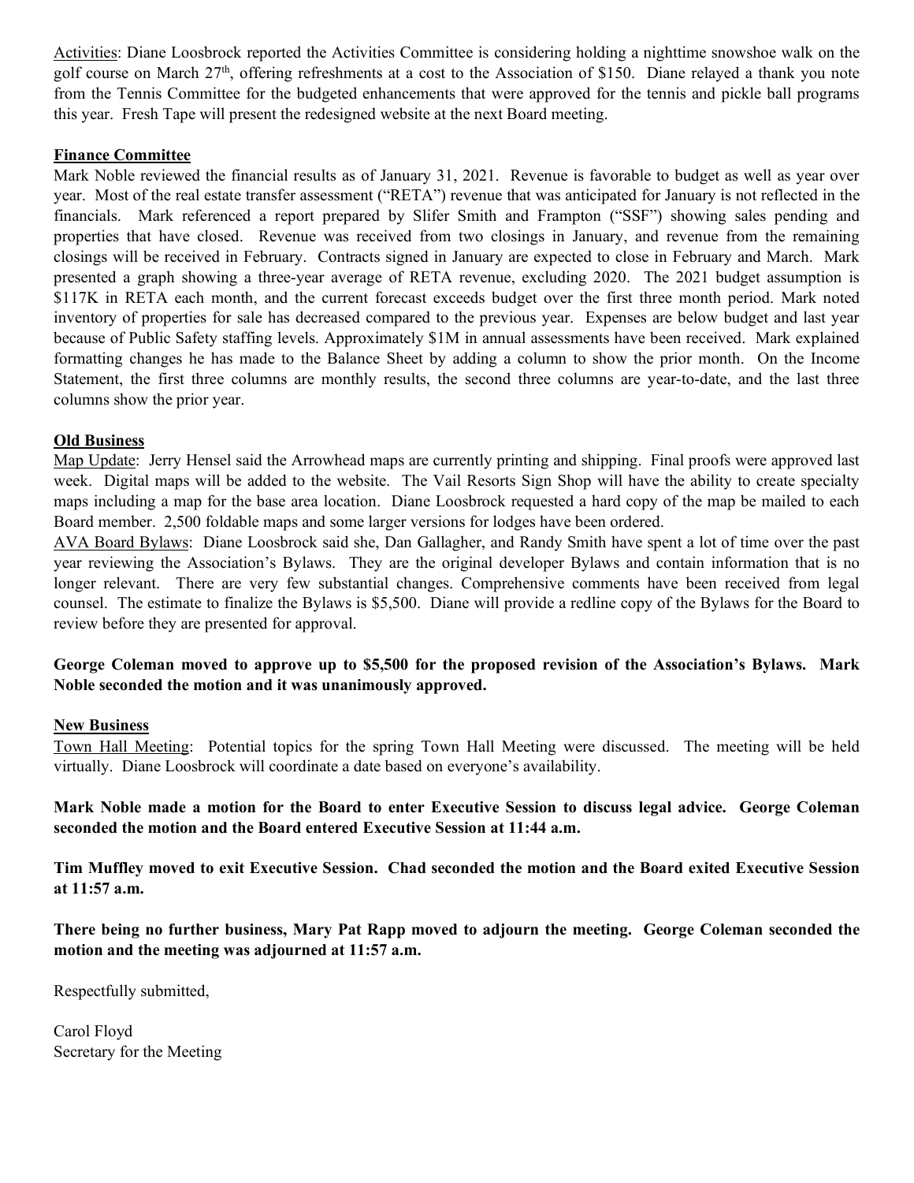Activities: Diane Loosbrock reported the Activities Committee is considering holding a nighttime snowshoe walk on the golf course on March 27th, offering refreshments at a cost to the Association of $150. Diane relayed a thank you note from the Tennis Committee for the budgeted enhancements that were approved for the tennis and pickle ball programs this year. Fresh Tape will present the redesigned website at the next Board meeting.

**Finance Committee**

Mark Noble reviewed the financial results as of January 31, 2021. Revenue is favorable to budget as well as year over year. Most of the real estate transfer assessment ("RETA") revenue that was anticipated for January is not reflected in the financials. Mark referenced a report prepared by Slifer Smith and Frampton ("SSF") showing sales pending and properties that have closed. Revenue was received from two closings in January, and revenue from the remaining closings will be received in February. Contracts signed in January are expected to close in February and March. Mark presented a graph showing a three-year average of RETA revenue, excluding 2020. The 2021 budget assumption is $117K in RETA each month, and the current forecast exceeds budget over the first three month period. Mark noted inventory of properties for sale has decreased compared to the previous year. Expenses are below budget and last year because of Public Safety staffing levels. Approximately $1M in annual assessments have been received. Mark explained formatting changes he has made to the Balance Sheet by adding a column to show the prior month. On the Income Statement, the first three columns are monthly results, the second three columns are year-to-date, and the last three columns show the prior year.

**Old Business**

Map Update: Jerry Hensel said the Arrowhead maps are currently printing and shipping. Final proofs were approved last week. Digital maps will be added to the website. The Vail Resorts Sign Shop will have the ability to create specialty maps including a map for the base area location. Diane Loosbrock requested a hard copy of the map be mailed to each Board member. 2,500 foldable maps and some larger versions for lodges have been ordered.

AVA Board Bylaws: Diane Loosbrock said she, Dan Gallagher, and Randy Smith have spent a lot of time over the past year reviewing the Association's Bylaws. They are the original developer Bylaws and contain information that is no longer relevant. There are very few substantial changes. Comprehensive comments have been received from legal counsel. The estimate to finalize the Bylaws is $5,500. Diane will provide a redline copy of the Bylaws for the Board to review before they are presented for approval.

**George Coleman moved to approve up to $5,500 for the proposed revision of the Association's Bylaws. Mark Noble seconded the motion and it was unanimously approved.**

**New Business**

Town Hall Meeting: Potential topics for the spring Town Hall Meeting were discussed. The meeting will be held virtually. Diane Loosbrock will coordinate a date based on everyone's availability.

**Mark Noble made a motion for the Board to enter Executive Session to discuss legal advice. George Coleman seconded the motion and the Board entered Executive Session at 11:44 a.m.**

**Tim Muffley moved to exit Executive Session. Chad seconded the motion and the Board exited Executive Session at 11:57 a.m.**

**There being no further business, Mary Pat Rapp moved to adjourn the meeting. George Coleman seconded the motion and the meeting was adjourned at 11:57 a.m.**

Respectfully submitted,

Carol Floyd
Secretary for the Meeting